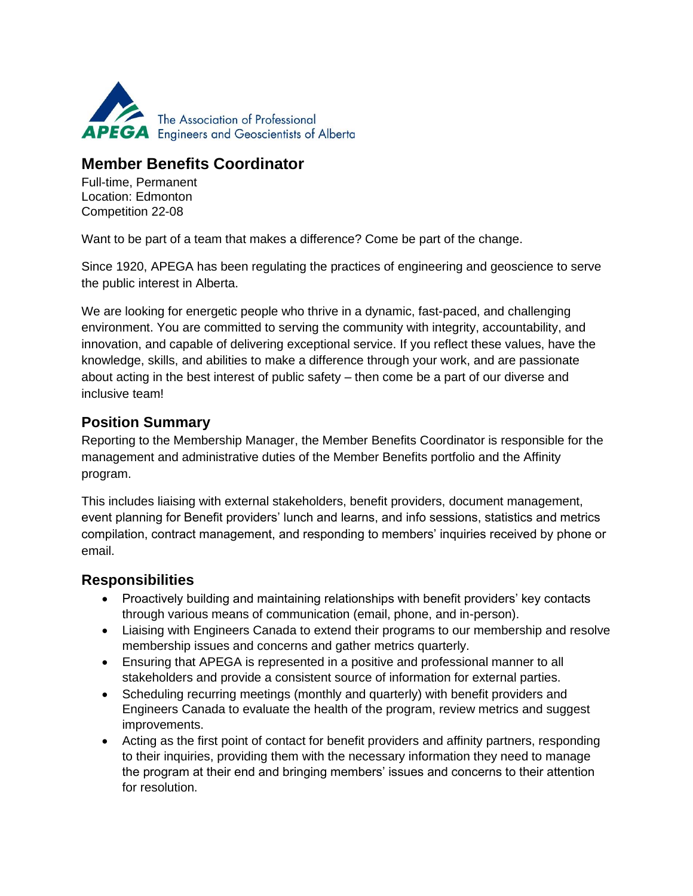APEGA The Association of Professional Engineers and Geoscientists of Alberta

## Member Benefits Coordinator

Full-time, Permanent
Location: Edmonton
Competition 22-08

Want to be part of a team that makes a difference? Come be part of the change.

Since 1920, APEGA has been regulating the practices of engineering and geoscience to serve the public interest in Alberta.

We are looking for energetic people who thrive in a dynamic, fast-paced, and challenging environment. You are committed to serving the community with integrity, accountability, and innovation, and capable of delivering exceptional service. If you reflect these values, have the knowledge, skills, and abilities to make a difference through your work, and are passionate about acting in the best interest of public safety – then come be a part of our diverse and inclusive team!

### Position Summary

Reporting to the Membership Manager, the Member Benefits Coordinator is responsible for the management and administrative duties of the Member Benefits portfolio and the Affinity program.

This includes liaising with external stakeholders, benefit providers, document management, event planning for Benefit providers' lunch and learns, and info sessions, statistics and metrics compilation, contract management, and responding to members' inquiries received by phone or email.

### Responsibilities

- Proactively building and maintaining relationships with benefit providers' key contacts through various means of communication (email, phone, and in-person).
- Liaising with Engineers Canada to extend their programs to our membership and resolve membership issues and concerns and gather metrics quarterly.
- Ensuring that APEGA is represented in a positive and professional manner to all stakeholders and provide a consistent source of information for external parties.
- Scheduling recurring meetings (monthly and quarterly) with benefit providers and Engineers Canada to evaluate the health of the program, review metrics and suggest improvements.
- Acting as the first point of contact for benefit providers and affinity partners, responding to their inquiries, providing them with the necessary information they need to manage the program at their end and bringing members' issues and concerns to their attention for resolution.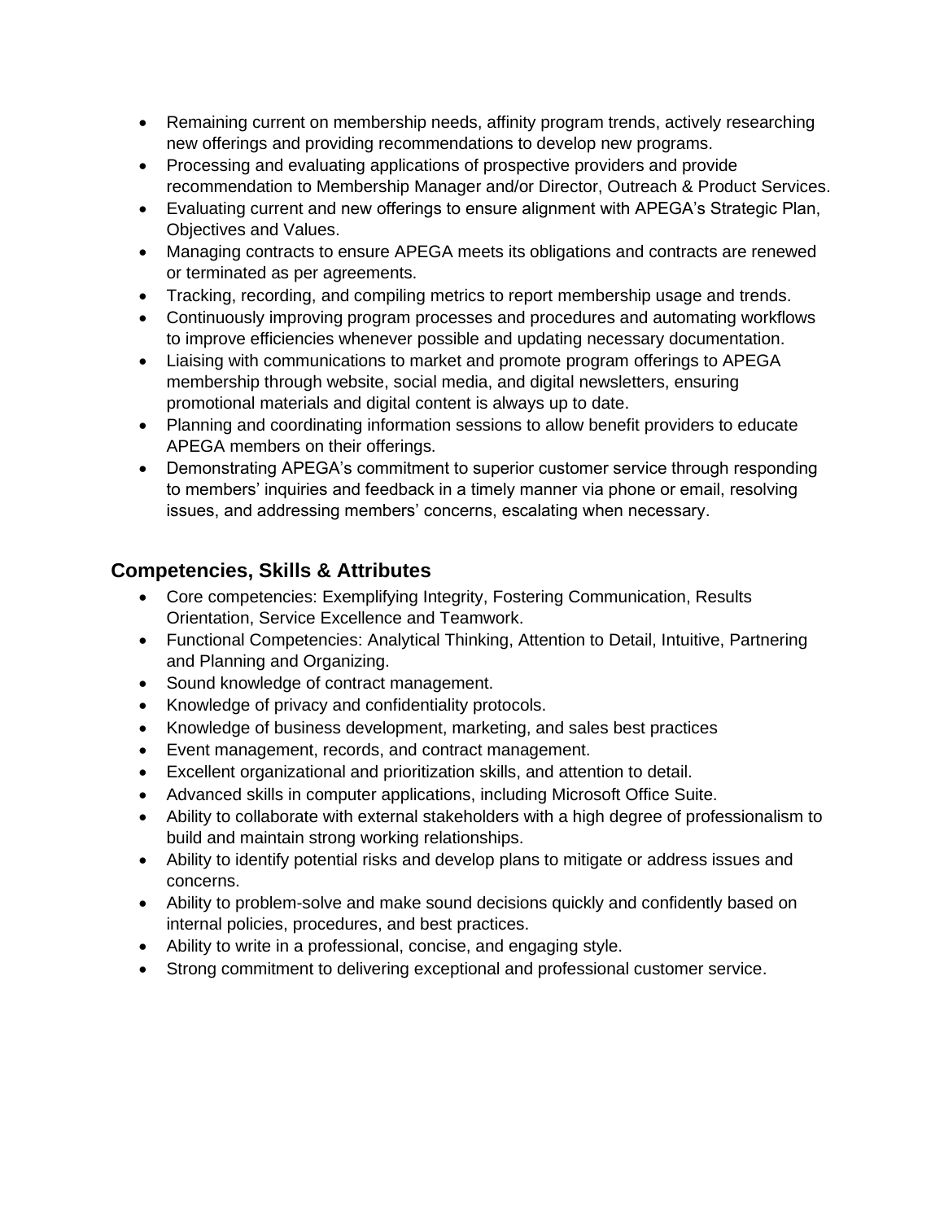- Remaining current on membership needs, affinity program trends, actively researching new offerings and providing recommendations to develop new programs.
- Processing and evaluating applications of prospective providers and provide recommendation to Membership Manager and/or Director, Outreach & Product Services.
- Evaluating current and new offerings to ensure alignment with APEGA's Strategic Plan, Objectives and Values.
- Managing contracts to ensure APEGA meets its obligations and contracts are renewed or terminated as per agreements.
- Tracking, recording, and compiling metrics to report membership usage and trends.
- Continuously improving program processes and procedures and automating workflows to improve efficiencies whenever possible and updating necessary documentation.
- Liaising with communications to market and promote program offerings to APEGA membership through website, social media, and digital newsletters, ensuring promotional materials and digital content is always up to date.
- Planning and coordinating information sessions to allow benefit providers to educate APEGA members on their offerings.
- Demonstrating APEGA's commitment to superior customer service through responding to members' inquiries and feedback in a timely manner via phone or email, resolving issues, and addressing members' concerns, escalating when necessary.

## Competencies, Skills & Attributes

- Core competencies: Exemplifying Integrity, Fostering Communication, Results Orientation, Service Excellence and Teamwork.
- Functional Competencies: Analytical Thinking, Attention to Detail, Intuitive, Partnering and Planning and Organizing.
- Sound knowledge of contract management.
- Knowledge of privacy and confidentiality protocols.
- Knowledge of business development, marketing, and sales best practices
- Event management, records, and contract management.
- Excellent organizational and prioritization skills, and attention to detail.
- Advanced skills in computer applications, including Microsoft Office Suite.
- Ability to collaborate with external stakeholders with a high degree of professionalism to build and maintain strong working relationships.
- Ability to identify potential risks and develop plans to mitigate or address issues and concerns.
- Ability to problem-solve and make sound decisions quickly and confidently based on internal policies, procedures, and best practices.
- Ability to write in a professional, concise, and engaging style.
- Strong commitment to delivering exceptional and professional customer service.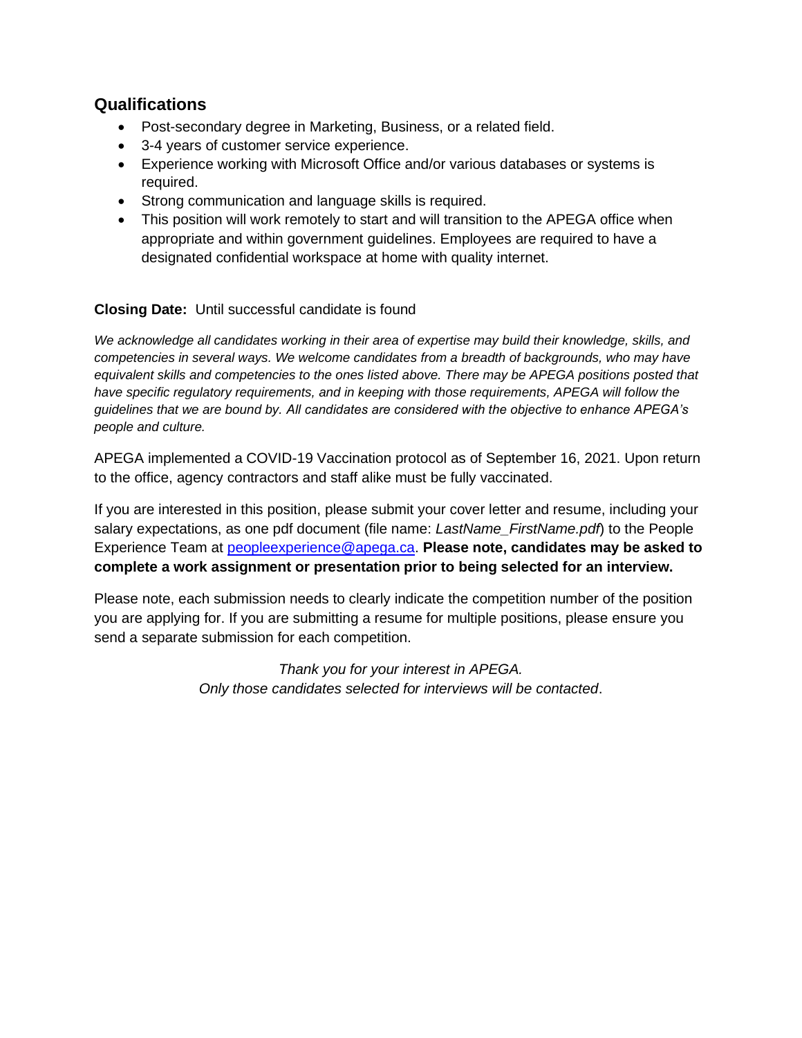## Qualifications

- Post-secondary degree in Marketing, Business, or a related field.
- 3-4 years of customer service experience.
- Experience working with Microsoft Office and/or various databases or systems is required.
- Strong communication and language skills is required.
- This position will work remotely to start and will transition to the APEGA office when appropriate and within government guidelines. Employees are required to have a designated confidential workspace at home with quality internet.

**Closing Date:** Until successful candidate is found

*We acknowledge all candidates working in their area of expertise may build their knowledge, skills, and competencies in several ways. We welcome candidates from a breadth of backgrounds, who may have equivalent skills and competencies to the ones listed above. There may be APEGA positions posted that have specific regulatory requirements, and in keeping with those requirements, APEGA will follow the guidelines that we are bound by. All candidates are considered with the objective to enhance APEGA's people and culture.*

APEGA implemented a COVID-19 Vaccination protocol as of September 16, 2021. Upon return to the office, agency contractors and staff alike must be fully vaccinated.

If you are interested in this position, please submit your cover letter and resume, including your salary expectations, as one pdf document (file name: *LastName_FirstName.pdf*) to the People Experience Team at [peopleexperience@apega.ca](mailto:peopleexperience@apega.ca). **Please note, candidates may be asked to complete a work assignment or presentation prior to being selected for an interview.**

Please note, each submission needs to clearly indicate the competition number of the position you are applying for. If you are submitting a resume for multiple positions, please ensure you send a separate submission for each competition.

*Thank you for your interest in APEGA.*
*Only those candidates selected for interviews will be contacted*.